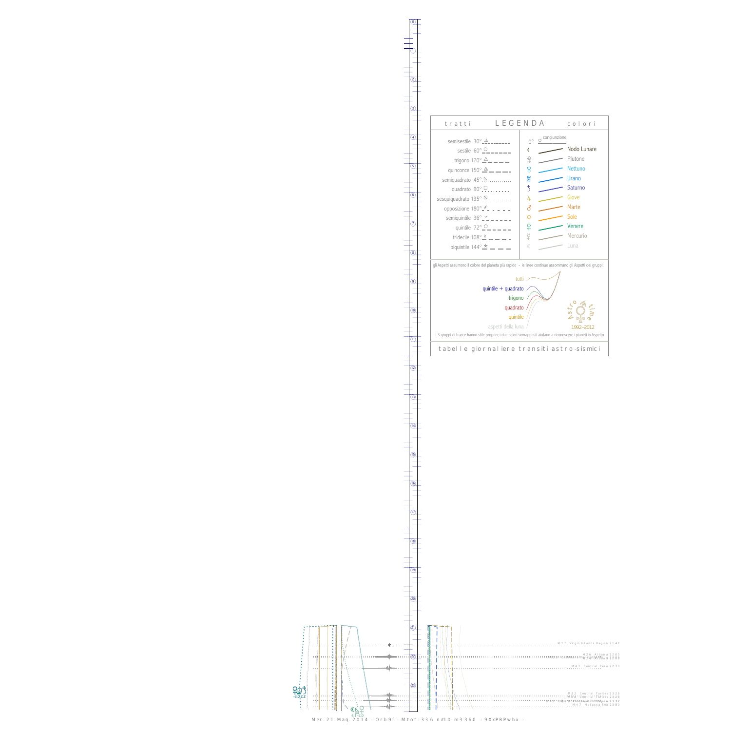## LEGENDA

**tratti**

- semisestile 30°
- sestile 60°
- trigono 120°
- quinconce 150°
- semiquadrato 45°
- quadrato 90°
- sesquiquadrato 135°
- opposizione 180°
- semiquintile 36°
- quintile 72°
- tridecile 108°
- biquintile 144°

**colori**

0° congiunzione

- Nodo Lunare
- Plutone
- Nettuno
- Urano
- Saturno
- Giove
- Marte
- Sole
- Venere
- Mercurio
- Luna

gli Aspetti assumono il colore del pianeta più rapido - le linee continue assommano gli Aspetti dei gruppi:

- tutti
- quintile + quadrato
- trigono
- quadrato
- quintile
- aspetti della luna

Astro time 1992–2012

i 3 gruppi di tracce hanno stile proprio; i due colori sovrapposti aiutano a riconoscere i pianeti in Aspetto

tabelle giornaliere transiti astro-sismici

M:3.7 Virgin Islands Region 21:42
M:2.8 Albania 22:05
M:4.7 Central Peru 22:30
M:3.2 Central Turkey 23:26
M:4.7 Molucca Sea 23:50

-3.0 2.2

4.1 -2.0

Mer. 21 Mag. 2014 - Orb:9° - M.tot: 33.6 n#10 m:3.360 -: 9XxPRPwhx :-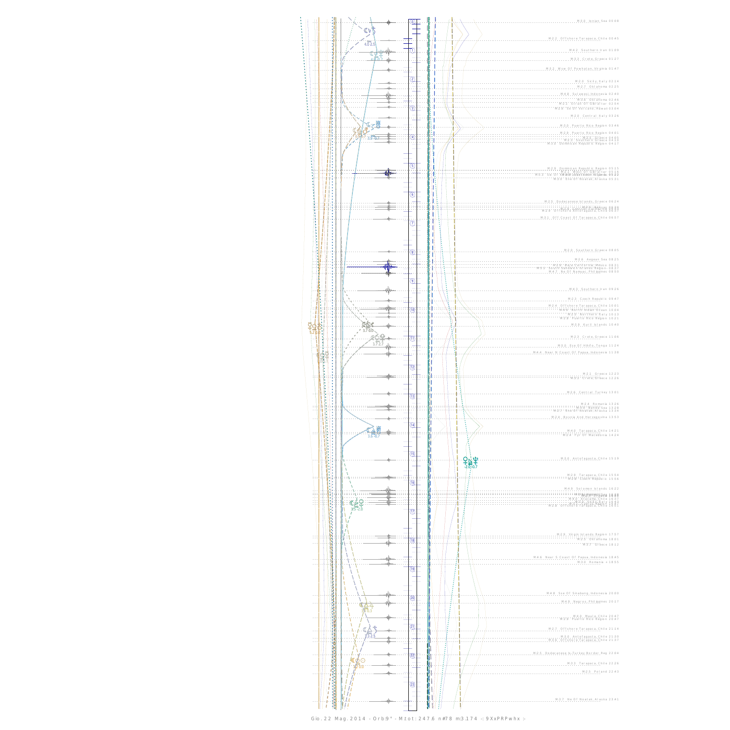M3.0 Ionian Sea 00:08

M2.2 Offshore Tarapaca Chile 00:45

M4.2 Southern Iran 01:09

M3.3 Crete Greece 01:27

M3.2 Ww Of Powhatan Virginia 01:47

M2.0 Sicily Italy 02:14

M2.7 Oklahoma 02:25

M4.8 Sulawesi Indonesia 02:40

M2.6 Oklahoma 02:46

M3.1 Strait Of Gibraltar 02:54

M2.0 Ss Of Volcano Hawaii 03:04

M2.0 Central Italy 03:26

M3.0 Puerto Rico Region 03:46

M2.8 Puerto Rico Region 04:01

M2.3 Greece 04:05

M2.3 Southern Greece 04:10

M3.0 Dominican Republic Region 04:17

M2.9 Dominican Republic Region 05:15

M2.7 Strait Of Gibraltar 05:16

M3.3 Sw Of Kodiak Island Alaska 05:22

M3.0 Ene Of Noatak Alaska 05:31

M2.3 Dodecanese Islands Greece 06:24

M2.8 Offshore Antofagasta Chile 06:38

M3.1 Off Coast Of Tarapaca Chile 06:57

M2.0 Southern Greece 08:05

M2.8 Aegean Sea 08:25

M2.9 Baja California Mexico 08:31

M5.5 South Sandwich Islands Region 08:37

M4.7 Ne Of Namuac Philippines 08:50

M4.3 Southern Iran 09:26

M2.3 Czech Republic 09:47

M2.4 Offshore Tarapaca Chile 10:01

M4.5 North Indian Ocean 10:04

M2.0 Northern Italy 10:13

M2.8 Puerto Rico Region 10:21

M3.9 Kuril Islands 10:40

M2.3 Crete Greece 11:06

M5.0 Sse Of Hihifo Tonga 11:24

M4.4 Near N Coast Of Papua Indonesia 11:38

M2.1 Greece 12:23

M3.1 Crete Greece 12:26

M2.6 Central Turkey 13:01

M2.4 Romania 13:26

M3.3 Banda Sea 13:28

M2.7 Ene Of Noatak Alaska 13:34

M2.4 Bosnia And Herzegovina 13:53

M4.0 Tarapaca Chile 14:21

M2.4 Fyr Of Macedonia 14:24

M3.0 Antofagasta Chile 15:19

M2.9 Tarapaca Chile 15:54

M2.3 Czech Republic 15:56

M4.8 Solomon Islands 16:22

M3.2 Greece 16:30

M4.0 Atacama Chile 16:37

M2.8 Offshore Tarapaca Chile 16:51

M2.9 Virgin Islands Region 17:57

M2.5 Oklahoma 18:01

M3.7 Greece 18:12

M4.6 Near S Coast Of Papua Indonesia 18:45

M3.0 Romania 18:55

M4.8 Sse Of Sinabang Indonesia 20:00

M4.9 Negros Philippines 20:17

M4.0 Maule Chile 20:47

M2.9 Puerto Rico Region 20:47

M2.7 Offshore Tarapaca Chile 21:14

M3.0 Antofagasta Chile 21:30

M2.9 Offshore Tarapaca Chile 21:37

M2.3 Dodecanese Is.Turkey Border Reg 22:04

M3.3 Tarapaca Chile 22:26

M2.5 Poland 22:43

M3.7 Ne Of Noatak Alaska 23:41

Gio. 22 Mag. 2014 - Orb:9° - M.tot: 247.6 n#78 m:3.174 -: 9XxPRPwhx :-